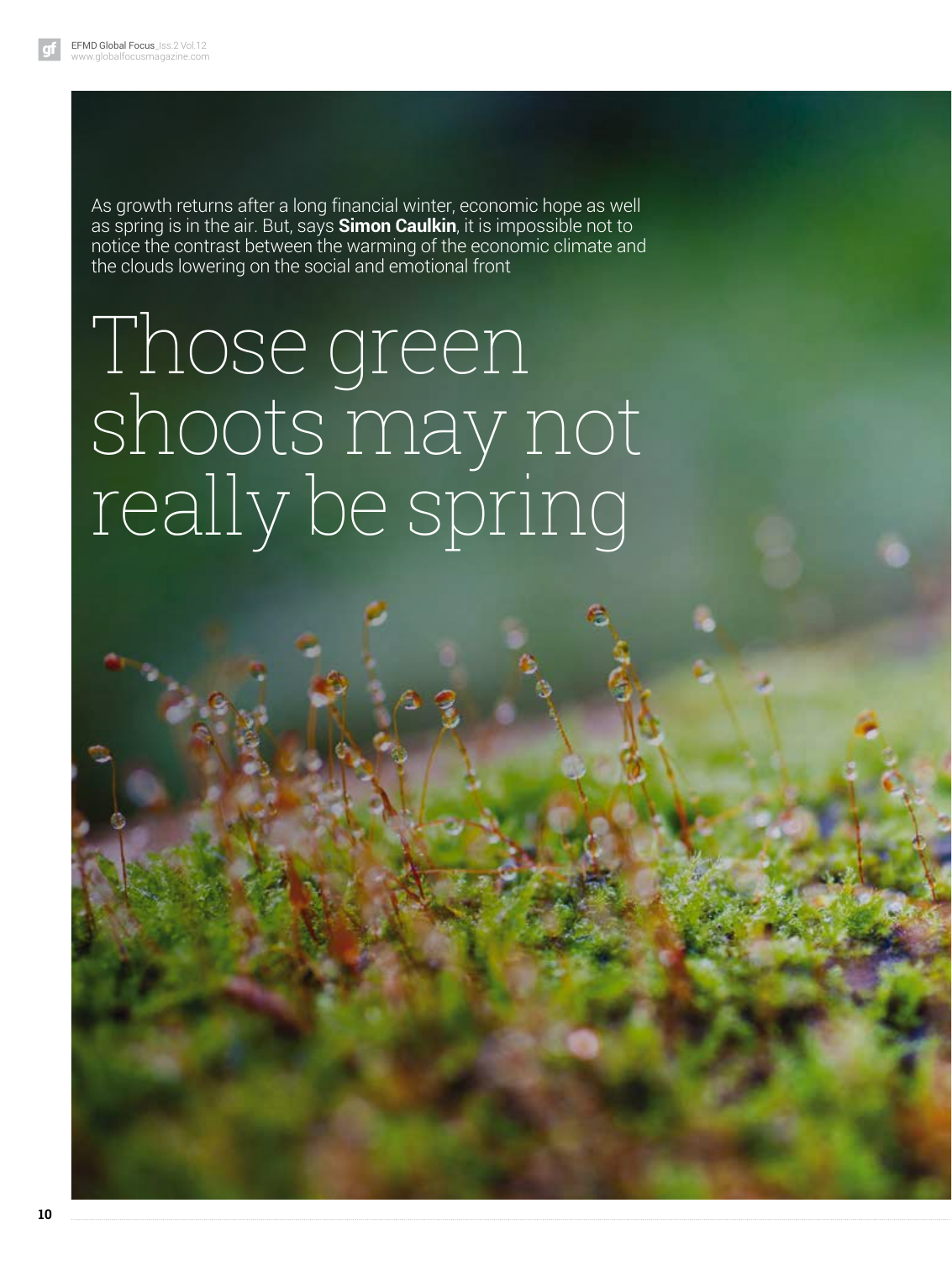As growth returns after a long financial winter, economic hope as well as spring is in the air. But, says **Simon Caulkin**, it is impossible not to notice the contrast between the warming of the economic climate and the clouds lowering on the social and emotional front

# Those green shoots may not really be spring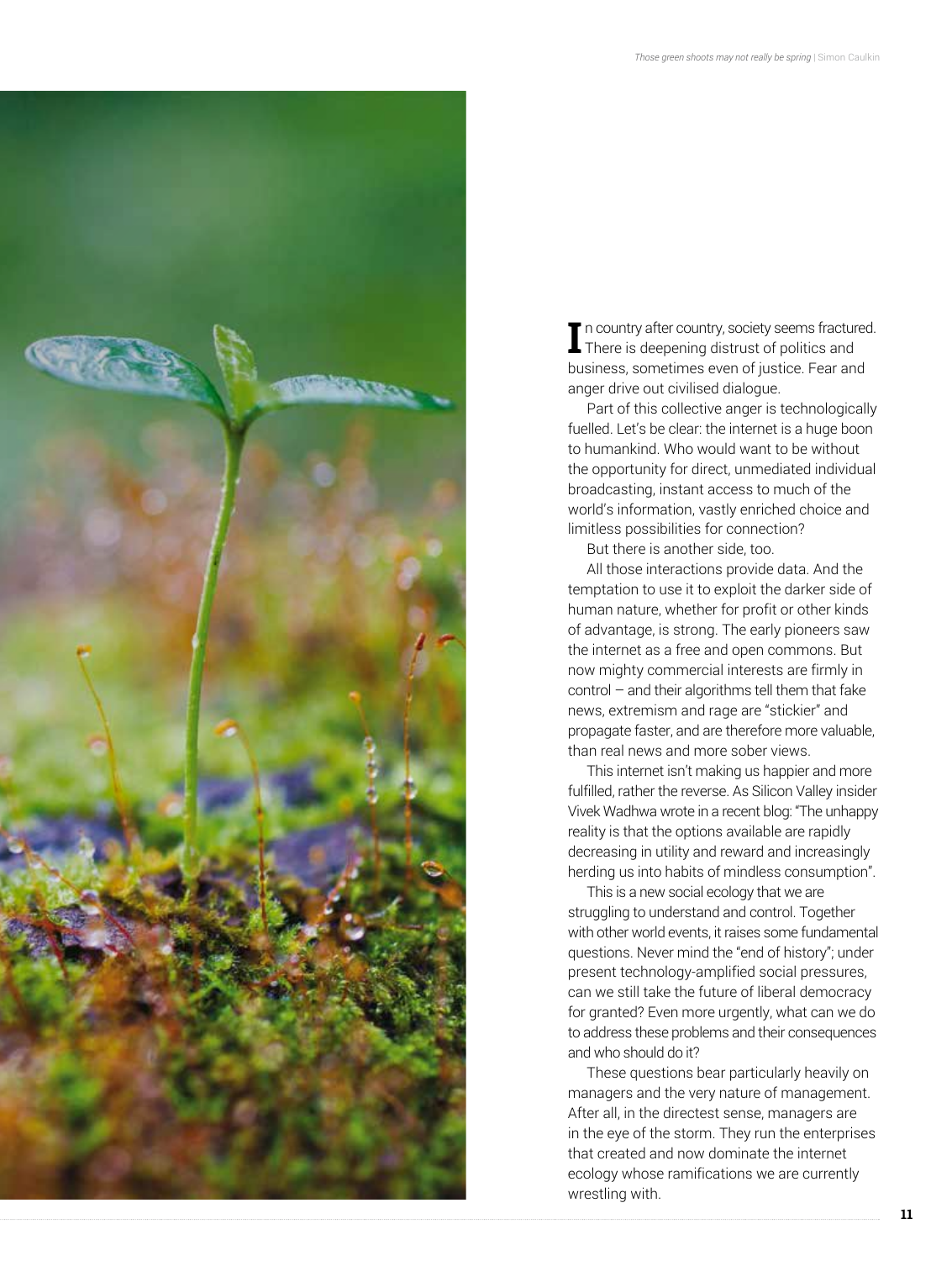In country after country, society seems fractured. There is deepening distrust of politics and business, sometimes even of justice. Fear and anger drive out civilised dialogue.

Part of this collective anger is technologically fuelled. Let's be clear: the internet is a huge boon to humankind. Who would want to be without the opportunity for direct, unmediated individual broadcasting, instant access to much of the world's information, vastly enriched choice and limitless possibilities for connection?

But there is another side, too.

All those interactions provide data. And the temptation to use it to exploit the darker side of human nature, whether for profit or other kinds of advantage, is strong. The early pioneers saw the internet as a free and open commons. But now mighty commercial interests are firmly in control – and their algorithms tell them that fake news, extremism and rage are "stickier" and propagate faster, and are therefore more valuable, than real news and more sober views.

This internet isn't making us happier and more fulfilled, rather the reverse. As Silicon Valley insider Vivek Wadhwa wrote in a recent blog: "The unhappy reality is that the options available are rapidly decreasing in utility and reward and increasingly herding us into habits of mindless consumption".

This is a new social ecology that we are struggling to understand and control. Together with other world events, it raises some fundamental questions. Never mind the "end of history"; under present technology-amplified social pressures, can we still take the future of liberal democracy for granted? Even more urgently, what can we do to address these problems and their consequences and who should do it?

These questions bear particularly heavily on managers and the very nature of management. After all, in the directest sense, managers are in the eye of the storm. They run the enterprises that created and now dominate the internet ecology whose ramifications we are currently wrestling with.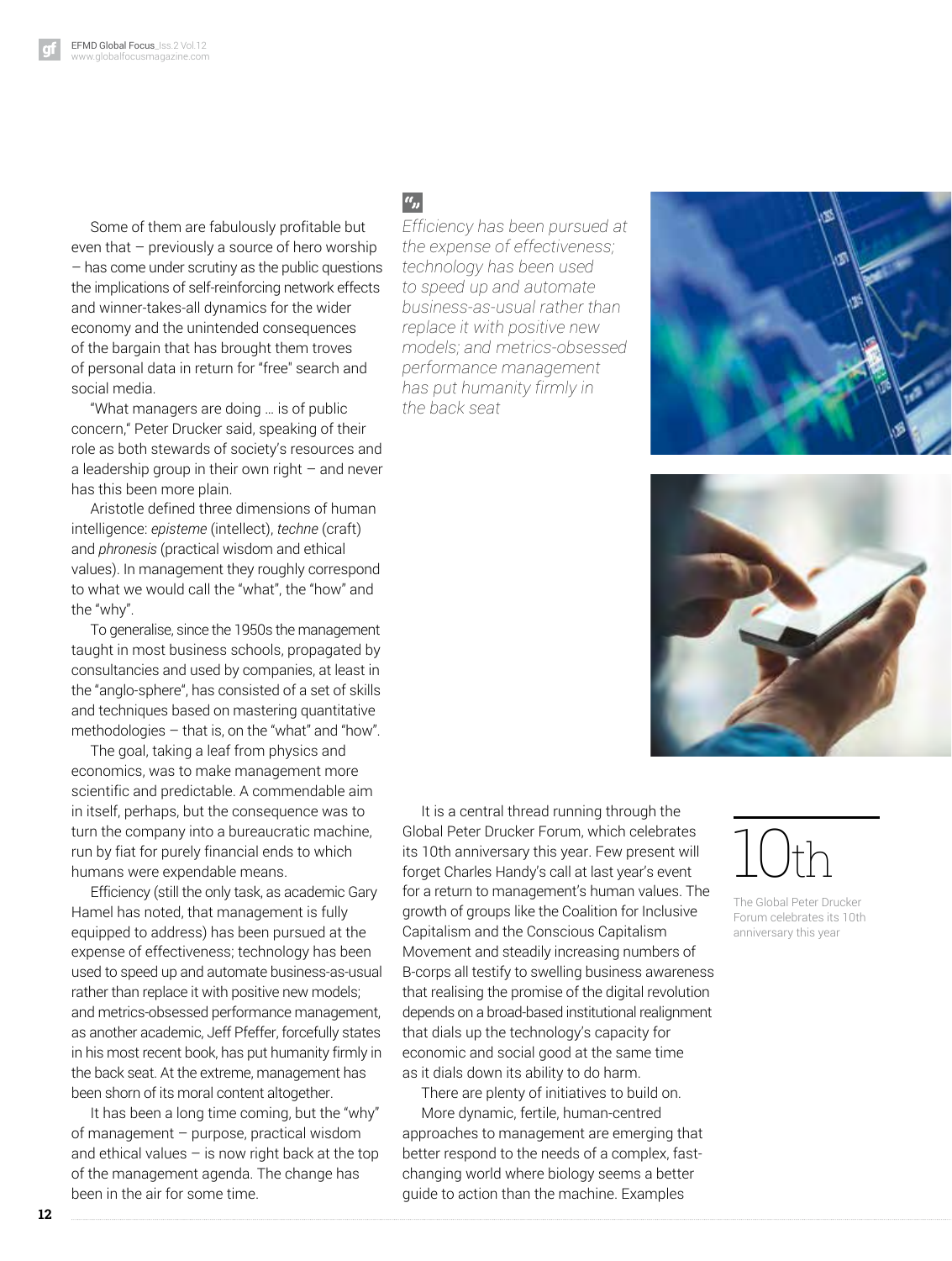Some of them are fabulously profitable but even that – previously a source of hero worship – has come under scrutiny as the public questions the implications of self-reinforcing network effects and winner-takes-all dynamics for the wider economy and the unintended consequences of the bargain that has brought them troves of personal data in return for "free" search and social media.

"What managers are doing … is of public concern," Peter Drucker said, speaking of their role as both stewards of society's resources and a leadership group in their own right – and never has this been more plain.

Aristotle defined three dimensions of human intelligence: *episteme* (intellect), *techne* (craft) and *phronesis* (practical wisdom and ethical values). In management they roughly correspond to what we would call the "what", the "how" and the "why".

To generalise, since the 1950s the management taught in most business schools, propagated by consultancies and used by companies, at least in the "anglo-sphere", has consisted of a set of skills and techniques based on mastering quantitative methodologies – that is, on the "what" and "how".

The goal, taking a leaf from physics and economics, was to make management more scientific and predictable. A commendable aim in itself, perhaps, but the consequence was to turn the company into a bureaucratic machine, run by fiat for purely financial ends to which humans were expendable means.

Efficiency (still the only task, as academic Gary Hamel has noted, that management is fully equipped to address) has been pursued at the expense of effectiveness; technology has been used to speed up and automate business-as-usual rather than replace it with positive new models; and metrics-obsessed performance management, as another academic, Jeff Pfeffer, forcefully states in his most recent book, has put humanity firmly in the back seat. At the extreme, management has been shorn of its moral content altogether.

It has been a long time coming, but the "why" of management – purpose, practical wisdom and ethical values – is now right back at the top of the management agenda. The change has been in the air for some time.

> *Efficiency has been pursued at the expense of effectiveness; technology has been used to speed up and automate business-as-usual rather than replace it with positive new models; and metrics-obsessed performance management has put humanity firmly in the back seat*

It is a central thread running through the Global Peter Drucker Forum, which celebrates its 10th anniversary this year. Few present will forget Charles Handy's call at last year's event for a return to management's human values. The growth of groups like the Coalition for Inclusive Capitalism and the Conscious Capitalism Movement and steadily increasing numbers of B-corps all testify to swelling business awareness that realising the promise of the digital revolution depends on a broad-based institutional realignment that dials up the technology's capacity for economic and social good at the same time as it dials down its ability to do harm.

**10th**

The Global Peter Drucker Forum celebrates its 10th anniversary this year

There are plenty of initiatives to build on.

More dynamic, fertile, human-centred approaches to management are emerging that better respond to the needs of a complex, fast-changing world where biology seems a better guide to action than the machine. Examples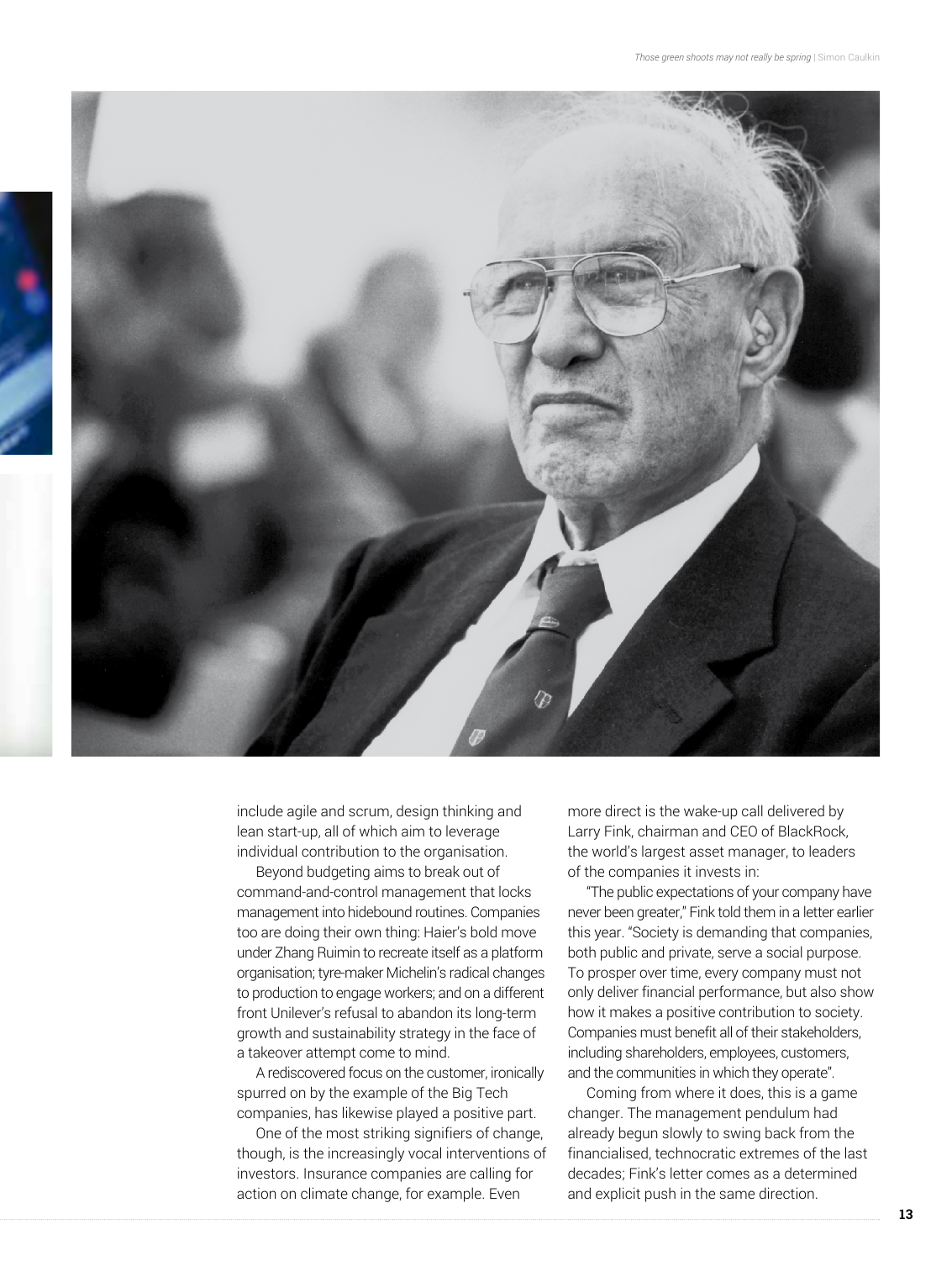include agile and scrum, design thinking and lean start-up, all of which aim to leverage individual contribution to the organisation.

Beyond budgeting aims to break out of command-and-control management that locks management into hidebound routines. Companies too are doing their own thing: Haier's bold move under Zhang Ruimin to recreate itself as a platform organisation; tyre-maker Michelin's radical changes to production to engage workers; and on a different front Unilever's refusal to abandon its long-term growth and sustainability strategy in the face of a takeover attempt come to mind.

A rediscovered focus on the customer, ironically spurred on by the example of the Big Tech companies, has likewise played a positive part.

One of the most striking signifiers of change, though, is the increasingly vocal interventions of investors. Insurance companies are calling for action on climate change, for example. Even more direct is the wake-up call delivered by Larry Fink, chairman and CEO of BlackRock, the world's largest asset manager, to leaders of the companies it invests in:

"The public expectations of your company have never been greater," Fink told them in a letter earlier this year. "Society is demanding that companies, both public and private, serve a social purpose. To prosper over time, every company must not only deliver financial performance, but also show how it makes a positive contribution to society. Companies must benefit all of their stakeholders, including shareholders, employees, customers, and the communities in which they operate".

Coming from where it does, this is a game changer. The management pendulum had already begun slowly to swing back from the financialised, technocratic extremes of the last decades; Fink's letter comes as a determined and explicit push in the same direction.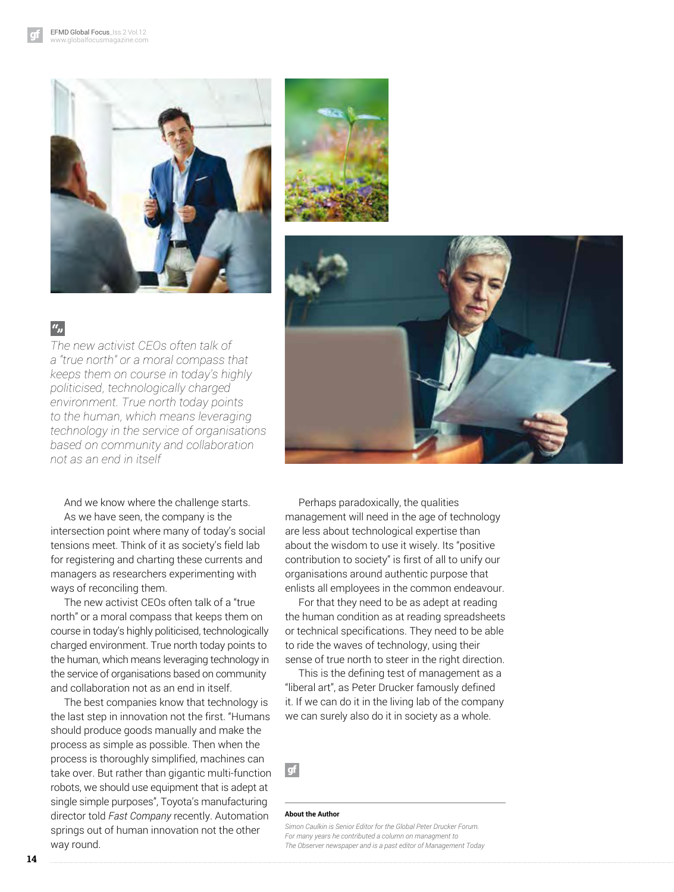> *The new activist CEOs often talk of a "true north" or a moral compass that keeps them on course in today's highly politicised, technologically charged environment. True north today points to the human, which means leveraging technology in the service of organisations based on community and collaboration not as an end in itself*

And we know where the challenge starts.

As we have seen, the company is the intersection point where many of today's social tensions meet. Think of it as society's field lab for registering and charting these currents and managers as researchers experimenting with ways of reconciling them.

The new activist CEOs often talk of a "true north" or a moral compass that keeps them on course in today's highly politicised, technologically charged environment. True north today points to the human, which means leveraging technology in the service of organisations based on community and collaboration not as an end in itself.

The best companies know that technology is the last step in innovation not the first. "Humans should produce goods manually and make the process as simple as possible. Then when the process is thoroughly simplified, machines can take over. But rather than gigantic multi-function robots, we should use equipment that is adept at single simple purposes", Toyota's manufacturing director told *Fast Company* recently. Automation springs out of human innovation not the other way round.

Perhaps paradoxically, the qualities management will need in the age of technology are less about technological expertise than about the wisdom to use it wisely. Its "positive contribution to society" is first of all to unify our organisations around authentic purpose that enlists all employees in the common endeavour.

For that they need to be as adept at reading the human condition as at reading spreadsheets or technical specifications. They need to be able to ride the waves of technology, using their sense of true north to steer in the right direction.

This is the defining test of management as a "liberal art", as Peter Drucker famously defined it. If we can do it in the living lab of the company we can surely also do it in society as a whole.

**About the Author**

*Simon Caulkin is Senior Editor for the Global Peter Drucker Forum. For many years he contributed a column on managment to The Observer newspaper and is a past editor of Management Today*